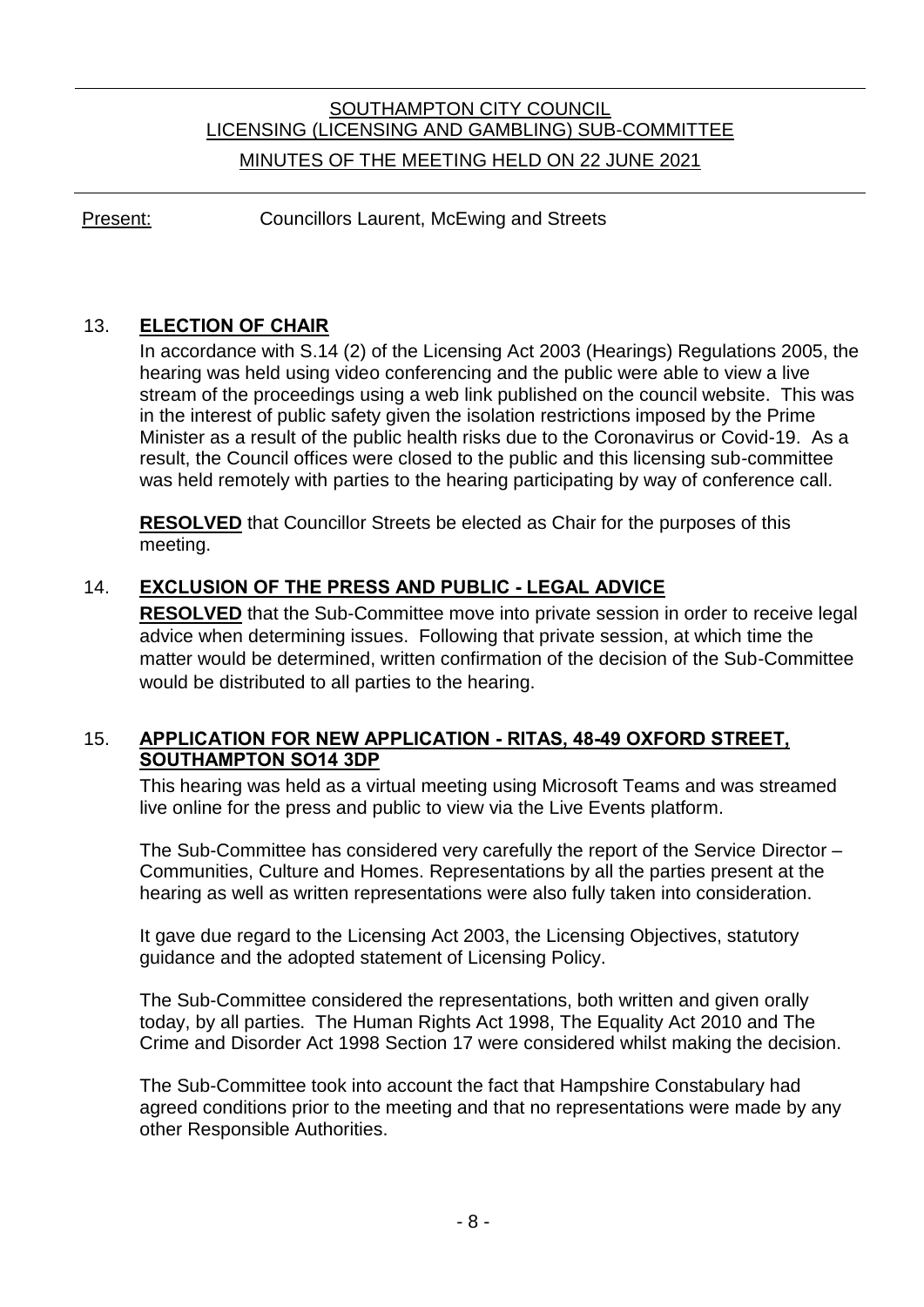# SOUTHAMPTON CITY COUNCIL
## LICENSING (LICENSING AND GAMBLING) SUB-COMMITTEE
### MINUTES OF THE MEETING HELD ON 22 JUNE 2021

Present: Councillors Laurent, McEwing and Streets

## 13. ELECTION OF CHAIR

In accordance with S.14 (2) of the Licensing Act 2003 (Hearings) Regulations 2005, the hearing was held using video conferencing and the public were able to view a live stream of the proceedings using a web link published on the council website. This was in the interest of public safety given the isolation restrictions imposed by the Prime Minister as a result of the public health risks due to the Coronavirus or Covid-19. As a result, the Council offices were closed to the public and this licensing sub-committee was held remotely with parties to the hearing participating by way of conference call.

**RESOLVED** that Councillor Streets be elected as Chair for the purposes of this meeting.

## 14. EXCLUSION OF THE PRESS AND PUBLIC - LEGAL ADVICE

**RESOLVED** that the Sub-Committee move into private session in order to receive legal advice when determining issues. Following that private session, at which time the matter would be determined, written confirmation of the decision of the Sub-Committee would be distributed to all parties to the hearing.

## 15. APPLICATION FOR NEW APPLICATION - RITAS, 48-49 OXFORD STREET, SOUTHAMPTON SO14 3DP

This hearing was held as a virtual meeting using Microsoft Teams and was streamed live online for the press and public to view via the Live Events platform.

The Sub-Committee has considered very carefully the report of the Service Director – Communities, Culture and Homes. Representations by all the parties present at the hearing as well as written representations were also fully taken into consideration.

It gave due regard to the Licensing Act 2003, the Licensing Objectives, statutory guidance and the adopted statement of Licensing Policy.

The Sub-Committee considered the representations, both written and given orally today, by all parties. The Human Rights Act 1998, The Equality Act 2010 and The Crime and Disorder Act 1998 Section 17 were considered whilst making the decision.

The Sub-Committee took into account the fact that Hampshire Constabulary had agreed conditions prior to the meeting and that no representations were made by any other Responsible Authorities.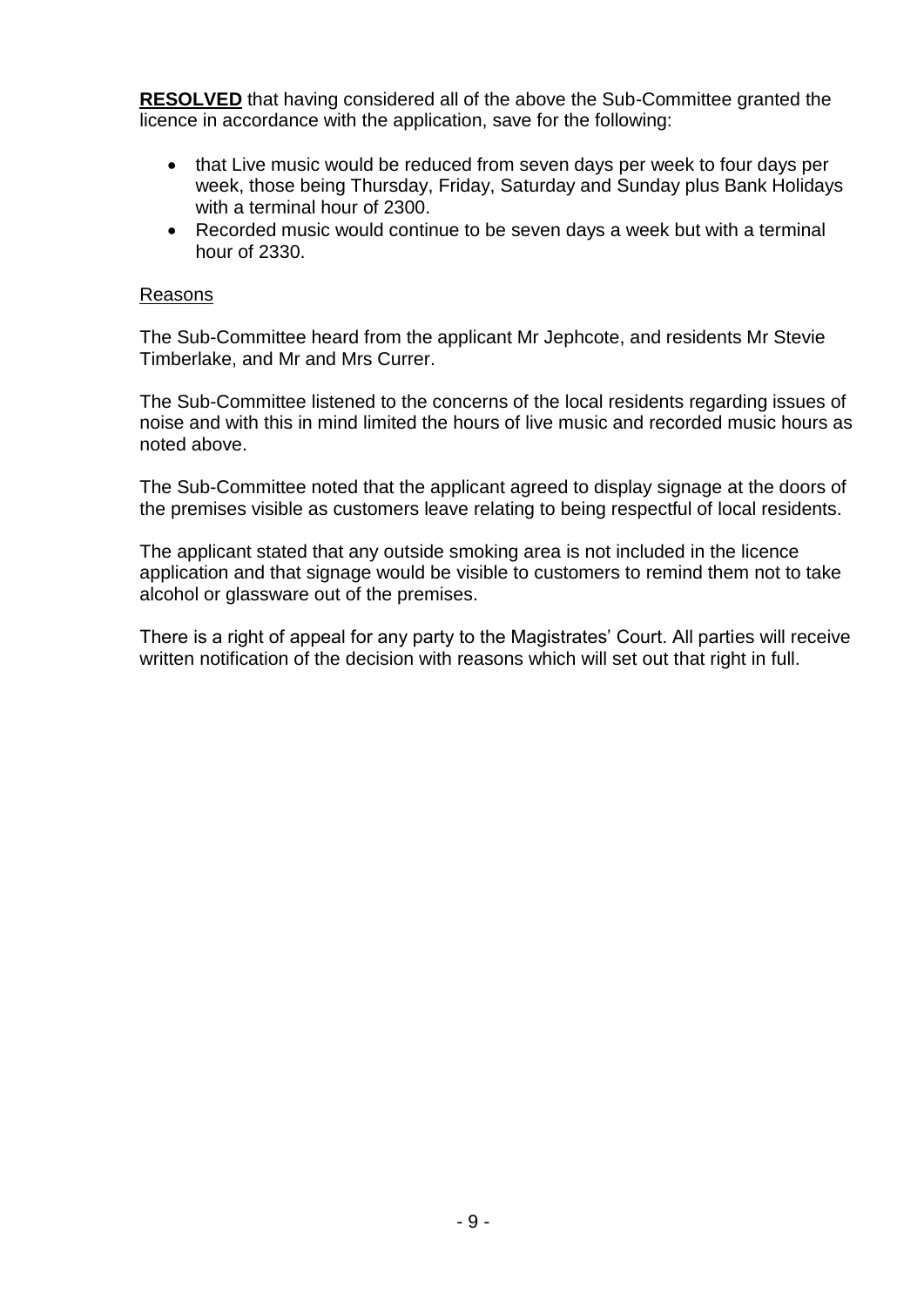**<u>RESOLVED</u>** that having considered all of the above the Sub-Committee granted the licence in accordance with the application, save for the following:

- that Live music would be reduced from seven days per week to four days per week, those being Thursday, Friday, Saturday and Sunday plus Bank Holidays with a terminal hour of 2300.
- Recorded music would continue to be seven days a week but with a terminal hour of 2330.

<u>Reasons</u>

The Sub-Committee heard from the applicant Mr Jephcote, and residents Mr Stevie Timberlake, and Mr and Mrs Currer.

The Sub-Committee listened to the concerns of the local residents regarding issues of noise and with this in mind limited the hours of live music and recorded music hours as noted above.

The Sub-Committee noted that the applicant agreed to display signage at the doors of the premises visible as customers leave relating to being respectful of local residents.

The applicant stated that any outside smoking area is not included in the licence application and that signage would be visible to customers to remind them not to take alcohol or glassware out of the premises.

There is a right of appeal for any party to the Magistrates' Court. All parties will receive written notification of the decision with reasons which will set out that right in full.